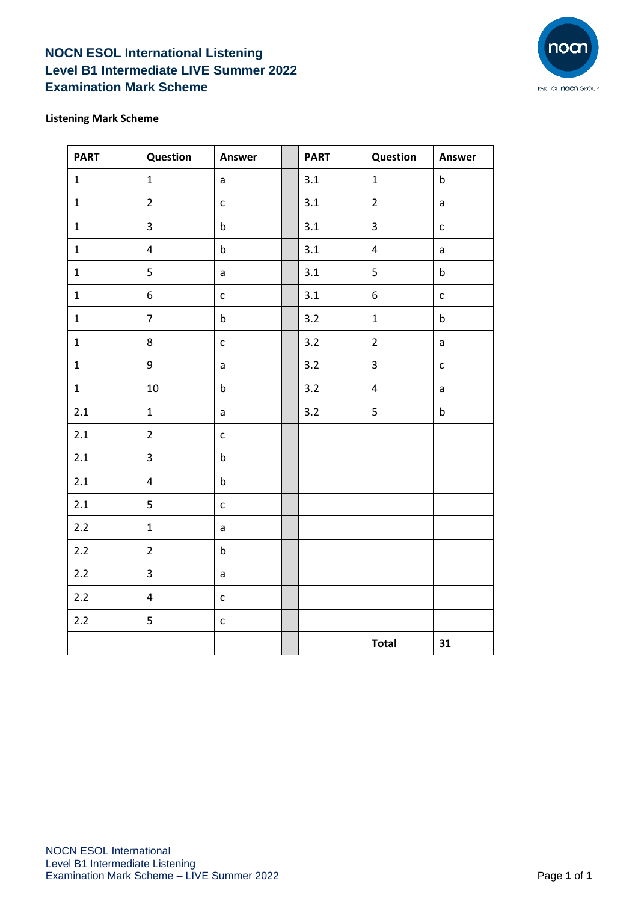# NOCN ESOL International Listening
# Level B1 Intermediate LIVE Summer 2022
# Examination Mark Scheme

**Listening Mark Scheme**

| PART | Question | Answer | | PART | Question | Answer |
|---|---|---|---|---|---|---|
| 1 | 1 | a | | 3.1 | 1 | b |
| 1 | 2 | c | | 3.1 | 2 | a |
| 1 | 3 | b | | 3.1 | 3 | c |
| 1 | 4 | b | | 3.1 | 4 | a |
| 1 | 5 | a | | 3.1 | 5 | b |
| 1 | 6 | c | | 3.1 | 6 | c |
| 1 | 7 | b | | 3.2 | 1 | b |
| 1 | 8 | c | | 3.2 | 2 | a |
| 1 | 9 | a | | 3.2 | 3 | c |
| 1 | 10 | b | | 3.2 | 4 | a |
| 2.1 | 1 | a | | 3.2 | 5 | b |
| 2.1 | 2 | c | | | | |
| 2.1 | 3 | b | | | | |
| 2.1 | 4 | b | | | | |
| 2.1 | 5 | c | | | | |
| 2.2 | 1 | a | | | | |
| 2.2 | 2 | b | | | | |
| 2.2 | 3 | a | | | | |
| 2.2 | 4 | c | | | | |
| 2.2 | 5 | c | | | | |
| | | | | | **Total** | **31** |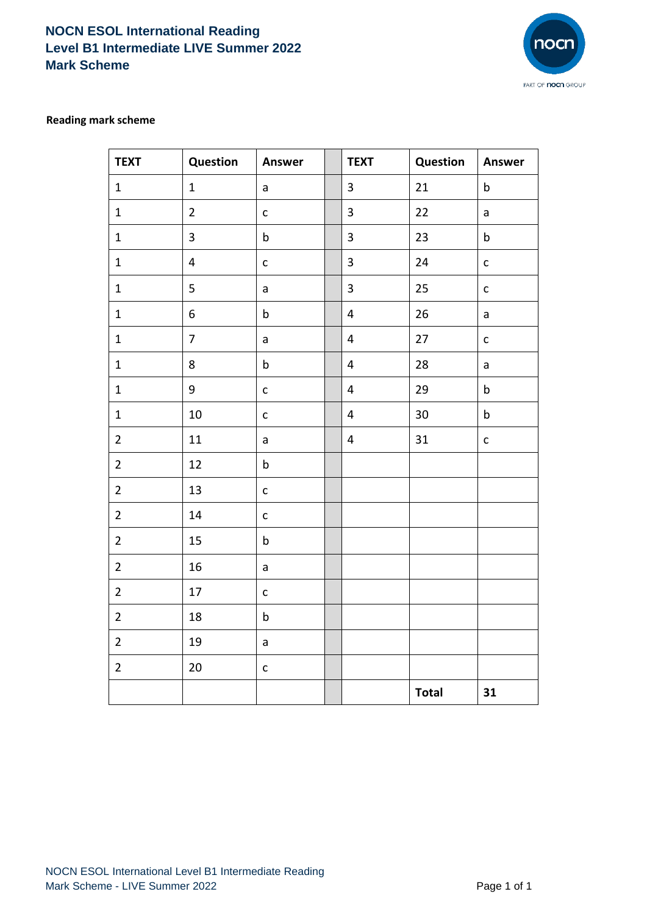# NOCN ESOL International Reading
# Level B1 Intermediate LIVE Summer 2022
# Mark Scheme

**Reading mark scheme**

| TEXT | Question | Answer | | TEXT | Question | Answer |
|---|---|---|---|---|---|---|
| 1 | 1 | a | | 3 | 21 | b |
| 1 | 2 | c | | 3 | 22 | a |
| 1 | 3 | b | | 3 | 23 | b |
| 1 | 4 | c | | 3 | 24 | c |
| 1 | 5 | a | | 3 | 25 | c |
| 1 | 6 | b | | 4 | 26 | a |
| 1 | 7 | a | | 4 | 27 | c |
| 1 | 8 | b | | 4 | 28 | a |
| 1 | 9 | c | | 4 | 29 | b |
| 1 | 10 | c | | 4 | 30 | b |
| 2 | 11 | a | | 4 | 31 | c |
| 2 | 12 | b | | | | |
| 2 | 13 | c | | | | |
| 2 | 14 | c | | | | |
| 2 | 15 | b | | | | |
| 2 | 16 | a | | | | |
| 2 | 17 | c | | | | |
| 2 | 18 | b | | | | |
| 2 | 19 | a | | | | |
| 2 | 20 | c | | | | |
| | | | | | **Total** | **31** |